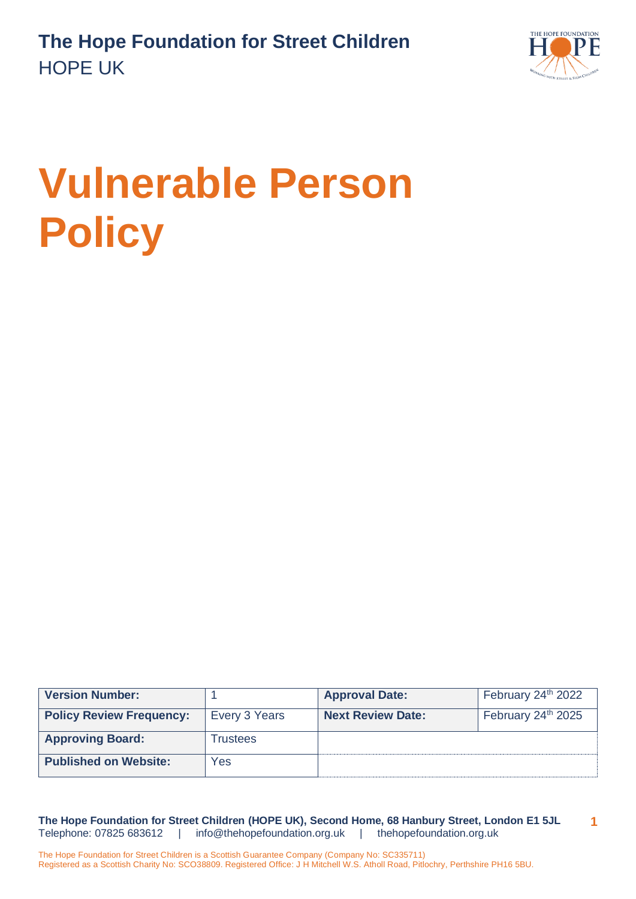**The Hope Foundation for Street Children**
HOPE UK

# Vulnerable Person Policy

| Version Number: | 1 | Approval Date: | February 24th 2022 |
|---|---|---|---|
| Policy Review Frequency: | Every 3 Years | Next Review Date: | February 24th 2025 |
| Approving Board: | Trustees | | |
| Published on Website: | Yes | | |

**The Hope Foundation for Street Children (HOPE UK), Second Home, 68 Hanbury Street, London E1 5JL**
Telephone: 07825 683612 | info@thehopefoundation.org.uk | thehopefoundation.org.uk

The Hope Foundation for Street Children is a Scottish Guarantee Company (Company No: SC335711)
Registered as a Scottish Charity No: SCO38809. Registered Office: J H Mitchell W.S. Atholl Road, Pitlochry, Perthshire PH16 5BU.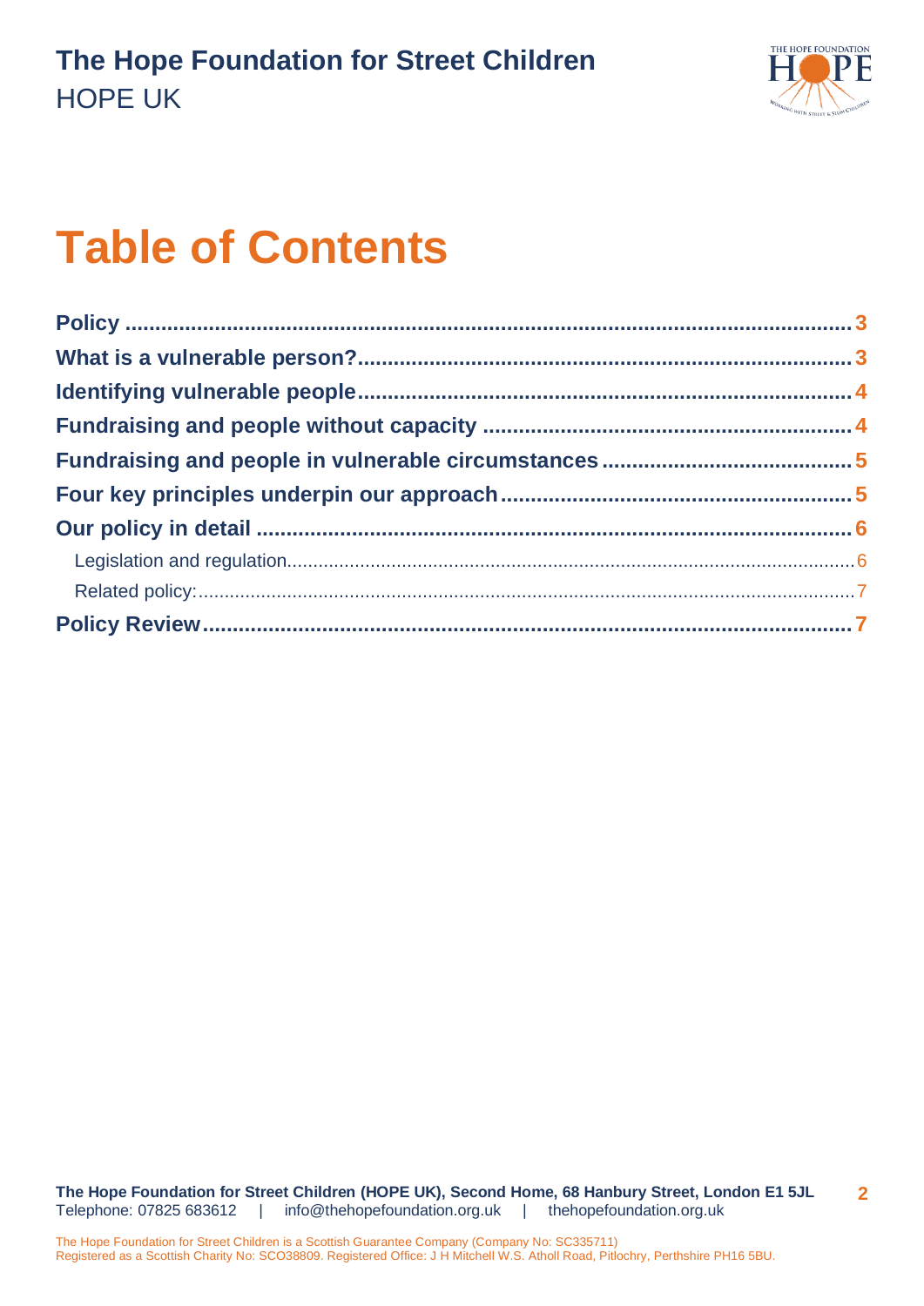# Table of Contents

| | |
|---|---|
| **Policy** | **3** |
| **What is a vulnerable person?** | **3** |
| **Identifying vulnerable people** | **4** |
| **Fundraising and people without capacity** | **4** |
| **Fundraising and people in vulnerable circumstances** | **5** |
| **Four key principles underpin our approach** | **5** |
| **Our policy in detail** | **6** |
| Legislation and regulation | 6 |
| Related policy: | 7 |
| **Policy Review** | **7** |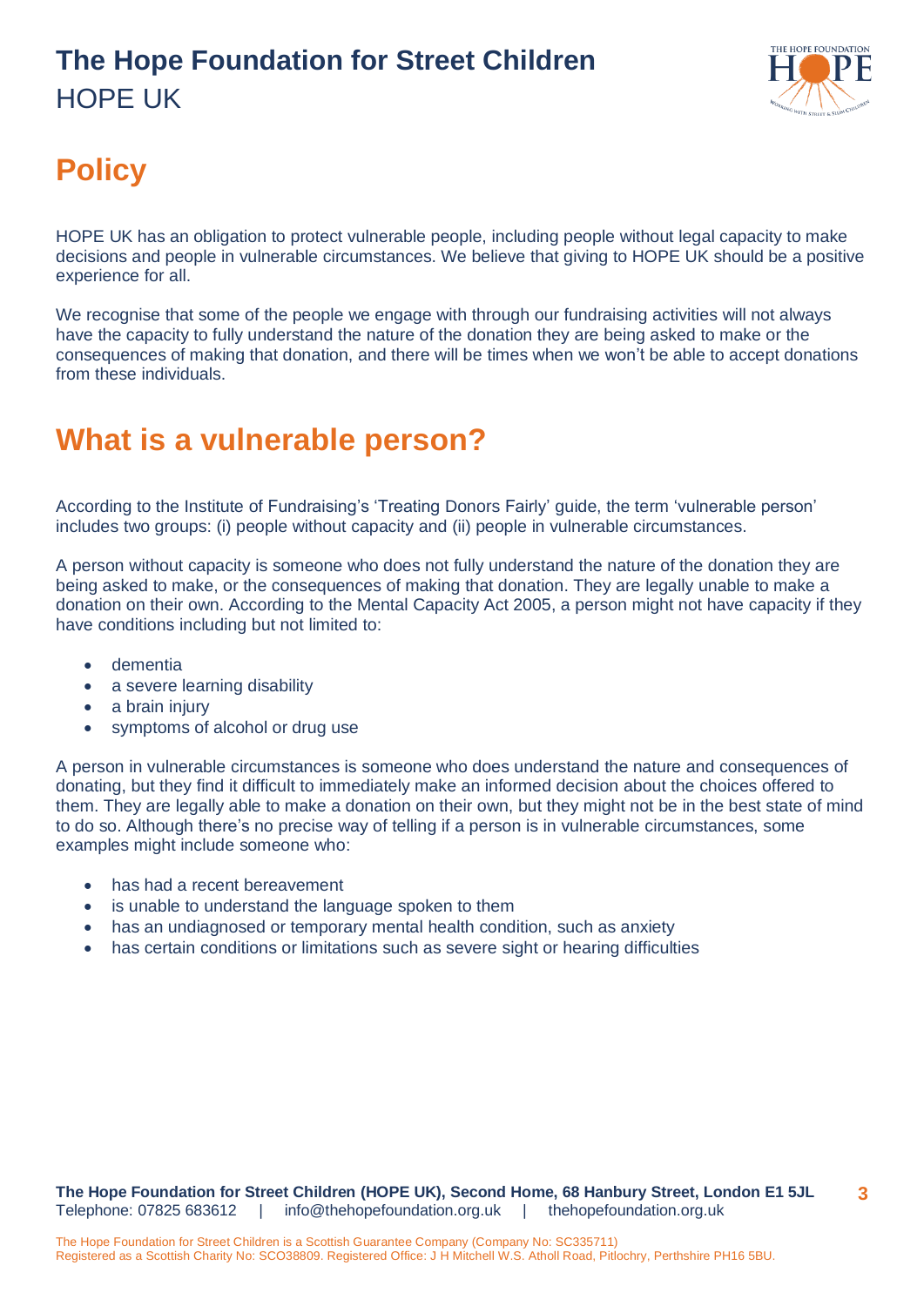## Policy

HOPE UK has an obligation to protect vulnerable people, including people without legal capacity to make decisions and people in vulnerable circumstances. We believe that giving to HOPE UK should be a positive experience for all.

We recognise that some of the people we engage with through our fundraising activities will not always have the capacity to fully understand the nature of the donation they are being asked to make or the consequences of making that donation, and there will be times when we won't be able to accept donations from these individuals.

## What is a vulnerable person?

According to the Institute of Fundraising's 'Treating Donors Fairly' guide, the term 'vulnerable person' includes two groups: (i) people without capacity and (ii) people in vulnerable circumstances.

A person without capacity is someone who does not fully understand the nature of the donation they are being asked to make, or the consequences of making that donation. They are legally unable to make a donation on their own. According to the Mental Capacity Act 2005, a person might not have capacity if they have conditions including but not limited to:

- dementia
- a severe learning disability
- a brain injury
- symptoms of alcohol or drug use

A person in vulnerable circumstances is someone who does understand the nature and consequences of donating, but they find it difficult to immediately make an informed decision about the choices offered to them. They are legally able to make a donation on their own, but they might not be in the best state of mind to do so. Although there's no precise way of telling if a person is in vulnerable circumstances, some examples might include someone who:

- has had a recent bereavement
- is unable to understand the language spoken to them
- has an undiagnosed or temporary mental health condition, such as anxiety
- has certain conditions or limitations such as severe sight or hearing difficulties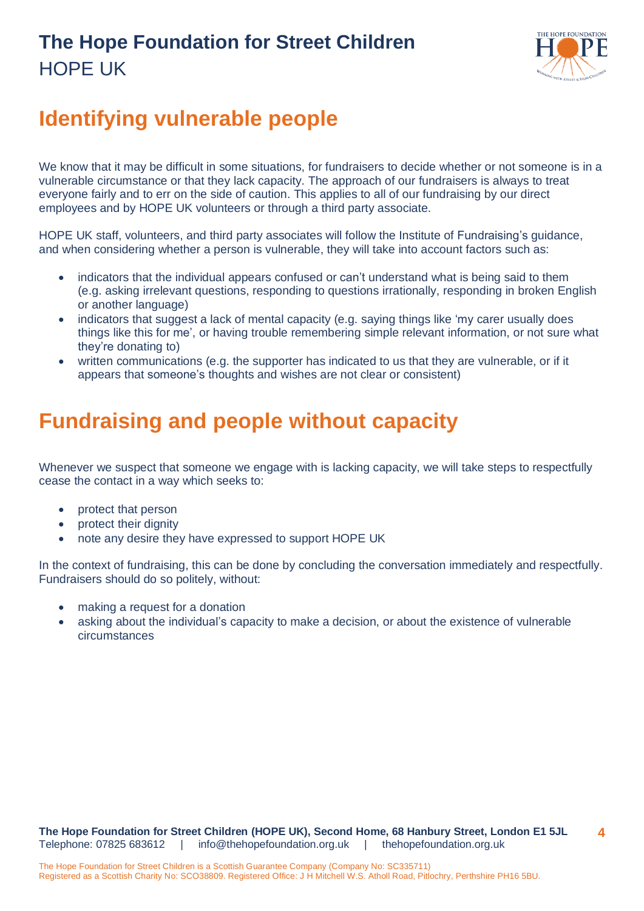## Identifying vulnerable people

We know that it may be difficult in some situations, for fundraisers to decide whether or not someone is in a vulnerable circumstance or that they lack capacity. The approach of our fundraisers is always to treat everyone fairly and to err on the side of caution. This applies to all of our fundraising by our direct employees and by HOPE UK volunteers or through a third party associate.

HOPE UK staff, volunteers, and third party associates will follow the Institute of Fundraising's guidance, and when considering whether a person is vulnerable, they will take into account factors such as:

- indicators that the individual appears confused or can't understand what is being said to them (e.g. asking irrelevant questions, responding to questions irrationally, responding in broken English or another language)
- indicators that suggest a lack of mental capacity (e.g. saying things like 'my carer usually does things like this for me', or having trouble remembering simple relevant information, or not sure what they're donating to)
- written communications (e.g. the supporter has indicated to us that they are vulnerable, or if it appears that someone's thoughts and wishes are not clear or consistent)

## Fundraising and people without capacity

Whenever we suspect that someone we engage with is lacking capacity, we will take steps to respectfully cease the contact in a way which seeks to:

- protect that person
- protect their dignity
- note any desire they have expressed to support HOPE UK

In the context of fundraising, this can be done by concluding the conversation immediately and respectfully. Fundraisers should do so politely, without:

- making a request for a donation
- asking about the individual's capacity to make a decision, or about the existence of vulnerable circumstances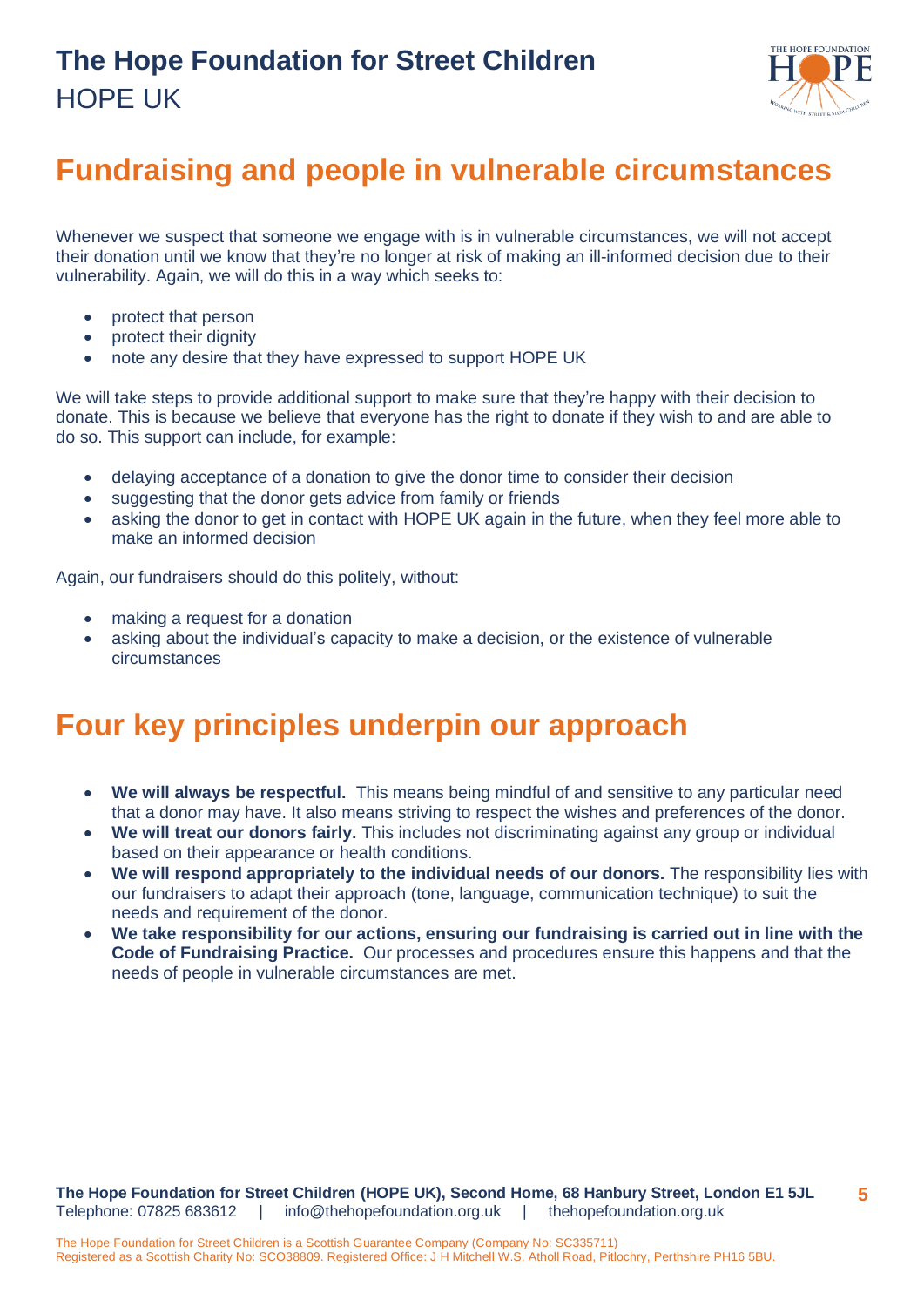## Fundraising and people in vulnerable circumstances

Whenever we suspect that someone we engage with is in vulnerable circumstances, we will not accept their donation until we know that they're no longer at risk of making an ill-informed decision due to their vulnerability. Again, we will do this in a way which seeks to:

- protect that person
- protect their dignity
- note any desire that they have expressed to support HOPE UK

We will take steps to provide additional support to make sure that they're happy with their decision to donate. This is because we believe that everyone has the right to donate if they wish to and are able to do so. This support can include, for example:

- delaying acceptance of a donation to give the donor time to consider their decision
- suggesting that the donor gets advice from family or friends
- asking the donor to get in contact with HOPE UK again in the future, when they feel more able to make an informed decision

Again, our fundraisers should do this politely, without:

- making a request for a donation
- asking about the individual's capacity to make a decision, or the existence of vulnerable circumstances

## Four key principles underpin our approach

- **We will always be respectful.** This means being mindful of and sensitive to any particular need that a donor may have. It also means striving to respect the wishes and preferences of the donor.
- **We will treat our donors fairly.** This includes not discriminating against any group or individual based on their appearance or health conditions.
- **We will respond appropriately to the individual needs of our donors.** The responsibility lies with our fundraisers to adapt their approach (tone, language, communication technique) to suit the needs and requirement of the donor.
- **We take responsibility for our actions, ensuring our fundraising is carried out in line with the Code of Fundraising Practice.** Our processes and procedures ensure this happens and that the needs of people in vulnerable circumstances are met.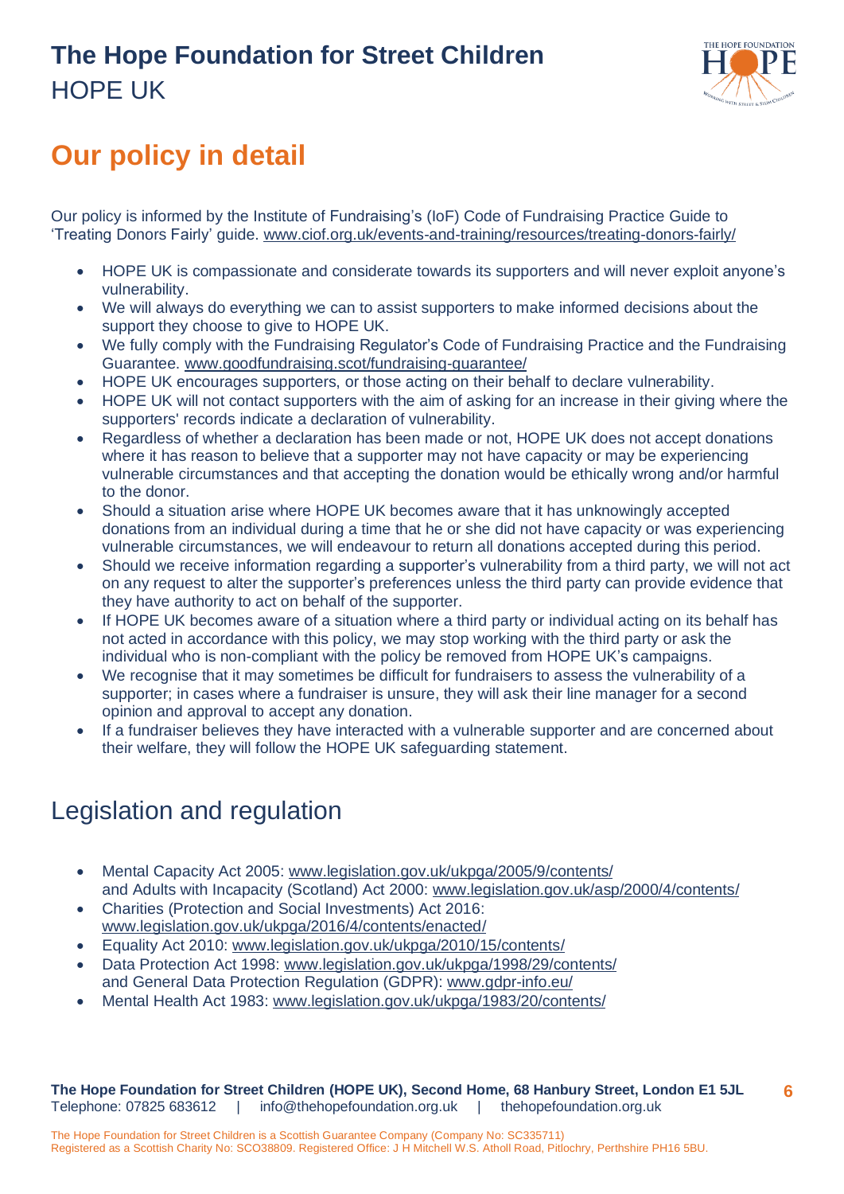# Our policy in detail

Our policy is informed by the Institute of Fundraising's (IoF) Code of Fundraising Practice Guide to 'Treating Donors Fairly' guide. www.ciof.org.uk/events-and-training/resources/treating-donors-fairly/

- HOPE UK is compassionate and considerate towards its supporters and will never exploit anyone's vulnerability.
- We will always do everything we can to assist supporters to make informed decisions about the support they choose to give to HOPE UK.
- We fully comply with the Fundraising Regulator's Code of Fundraising Practice and the Fundraising Guarantee. www.goodfundraising.scot/fundraising-guarantee/
- HOPE UK encourages supporters, or those acting on their behalf to declare vulnerability.
- HOPE UK will not contact supporters with the aim of asking for an increase in their giving where the supporters' records indicate a declaration of vulnerability.
- Regardless of whether a declaration has been made or not, HOPE UK does not accept donations where it has reason to believe that a supporter may not have capacity or may be experiencing vulnerable circumstances and that accepting the donation would be ethically wrong and/or harmful to the donor.
- Should a situation arise where HOPE UK becomes aware that it has unknowingly accepted donations from an individual during a time that he or she did not have capacity or was experiencing vulnerable circumstances, we will endeavour to return all donations accepted during this period.
- Should we receive information regarding a supporter's vulnerability from a third party, we will not act on any request to alter the supporter's preferences unless the third party can provide evidence that they have authority to act on behalf of the supporter.
- If HOPE UK becomes aware of a situation where a third party or individual acting on its behalf has not acted in accordance with this policy, we may stop working with the third party or ask the individual who is non-compliant with the policy be removed from HOPE UK's campaigns.
- We recognise that it may sometimes be difficult for fundraisers to assess the vulnerability of a supporter; in cases where a fundraiser is unsure, they will ask their line manager for a second opinion and approval to accept any donation.
- If a fundraiser believes they have interacted with a vulnerable supporter and are concerned about their welfare, they will follow the HOPE UK safeguarding statement.

## Legislation and regulation

- Mental Capacity Act 2005: www.legislation.gov.uk/ukpga/2005/9/contents/ and Adults with Incapacity (Scotland) Act 2000: www.legislation.gov.uk/asp/2000/4/contents/
- Charities (Protection and Social Investments) Act 2016: www.legislation.gov.uk/ukpga/2016/4/contents/enacted/
- Equality Act 2010: www.legislation.gov.uk/ukpga/2010/15/contents/
- Data Protection Act 1998: www.legislation.gov.uk/ukpga/1998/29/contents/ and General Data Protection Regulation (GDPR): www.gdpr-info.eu/
- Mental Health Act 1983: www.legislation.gov.uk/ukpga/1983/20/contents/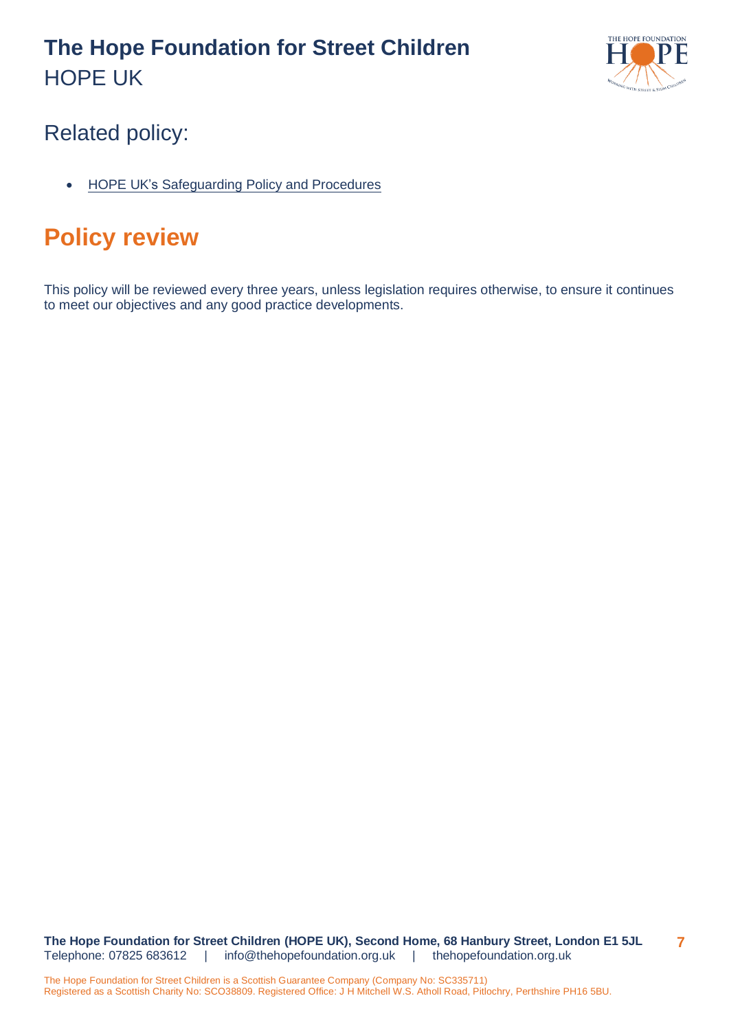## Related policy:

- HOPE UK's Safeguarding Policy and Procedures

# Policy review

This policy will be reviewed every three years, unless legislation requires otherwise, to ensure it continues to meet our objectives and any good practice developments.